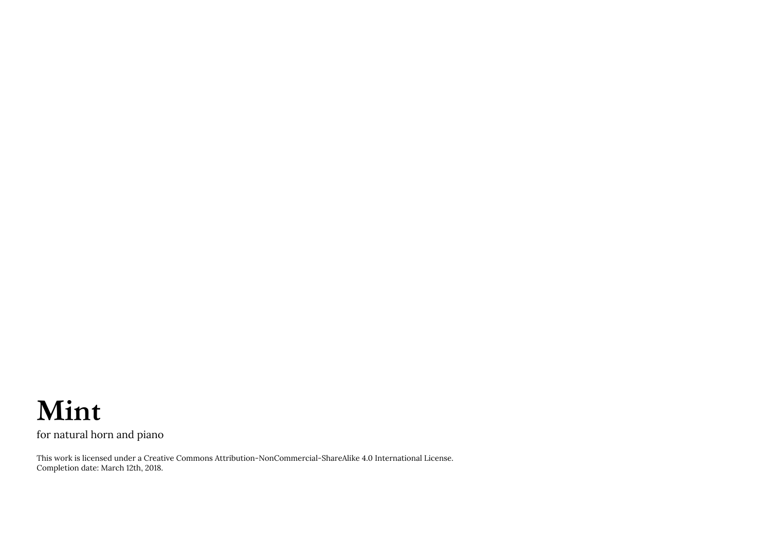# Mint

for natural horn and piano

This work is licensed under a Creative Commons Attribution-NonCommercial-ShareAlike 4.0 International License.
Completion date: March 12th, 2018.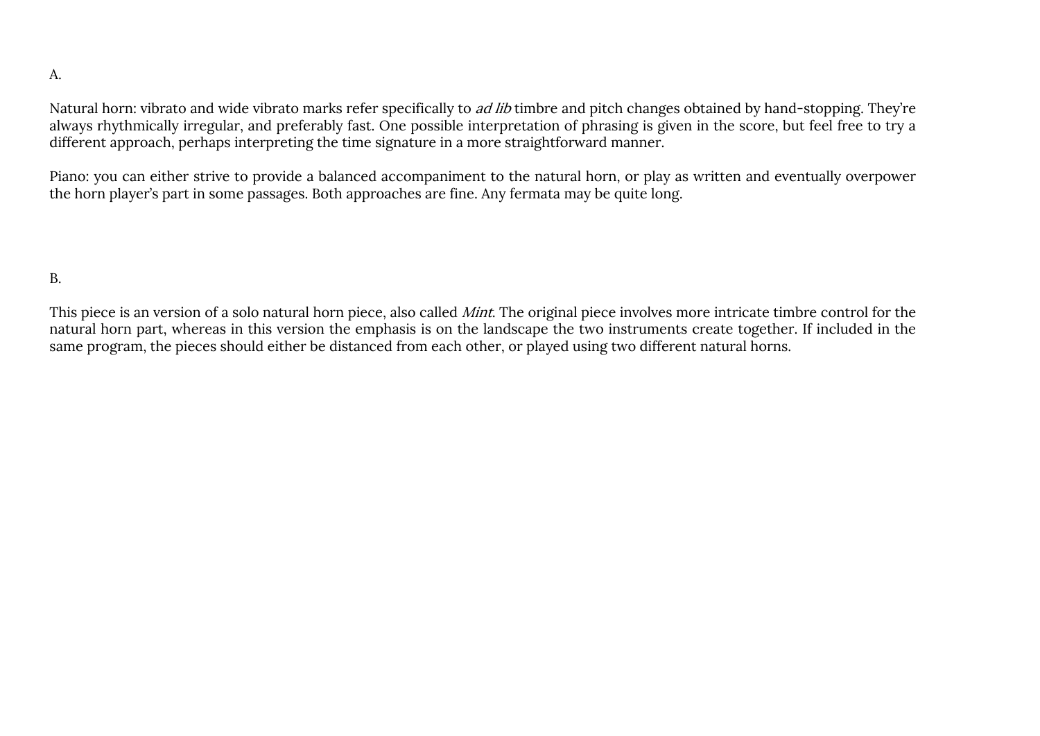A.

Natural horn: vibrato and wide vibrato marks refer specifically to *ad lib* timbre and pitch changes obtained by hand-stopping. They're always rhythmically irregular, and preferably fast. One possible interpretation of phrasing is given in the score, but feel free to try a different approach, perhaps interpreting the time signature in a more straightforward manner.

Piano: you can either strive to provide a balanced accompaniment to the natural horn, or play as written and eventually overpower the horn player's part in some passages. Both approaches are fine. Any fermata may be quite long.

B.

This piece is an version of a solo natural horn piece, also called *Mint*. The original piece involves more intricate timbre control for the natural horn part, whereas in this version the emphasis is on the landscape the two instruments create together. If included in the same program, the pieces should either be distanced from each other, or played using two different natural horns.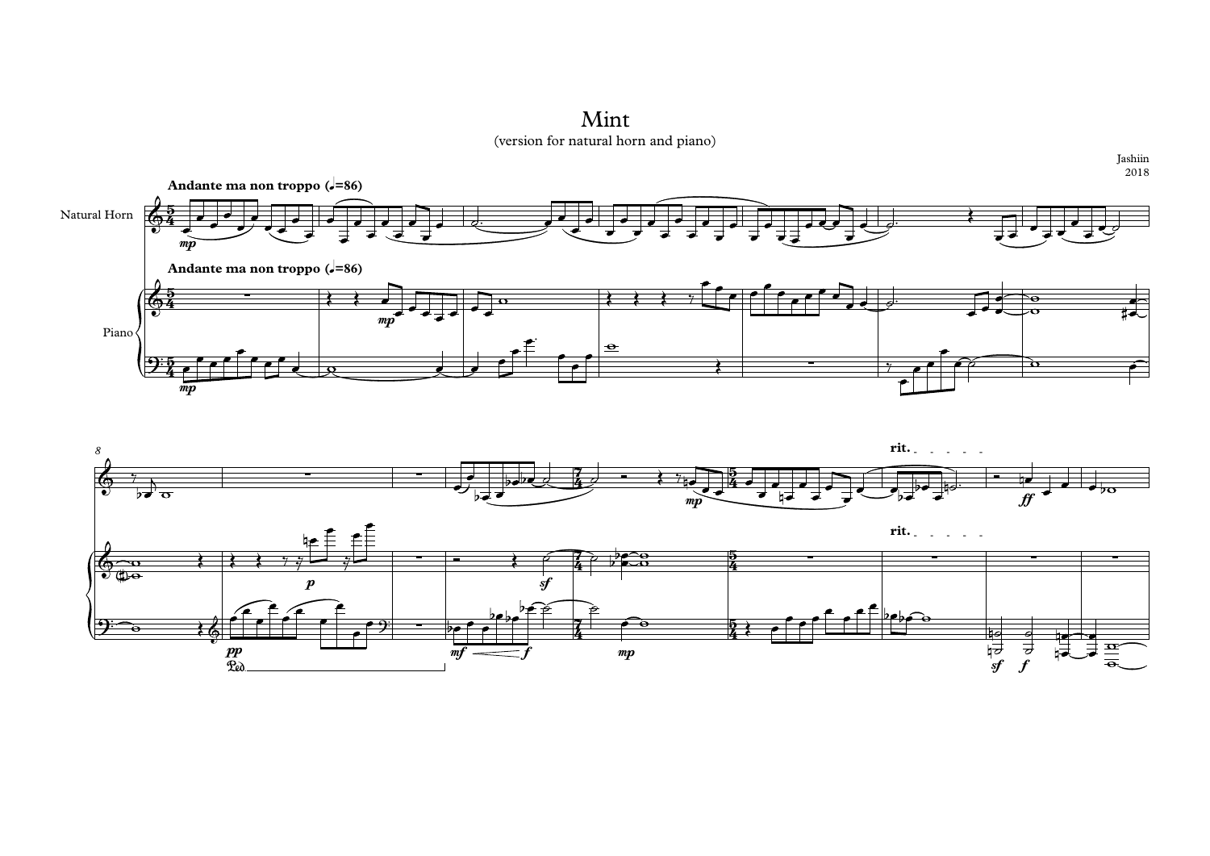# Mint

(version for natural horn and piano)

Jashiin
2018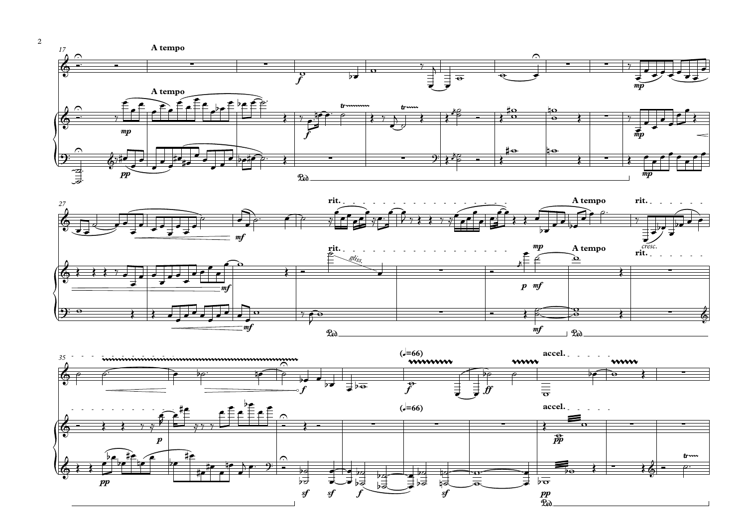A tempo

A tempo

rit.

A tempo

rit.

*gliss.*

rit.

A tempo

rit.

*cresc.*

(♩=66)

accel.

(♩=66)

accel.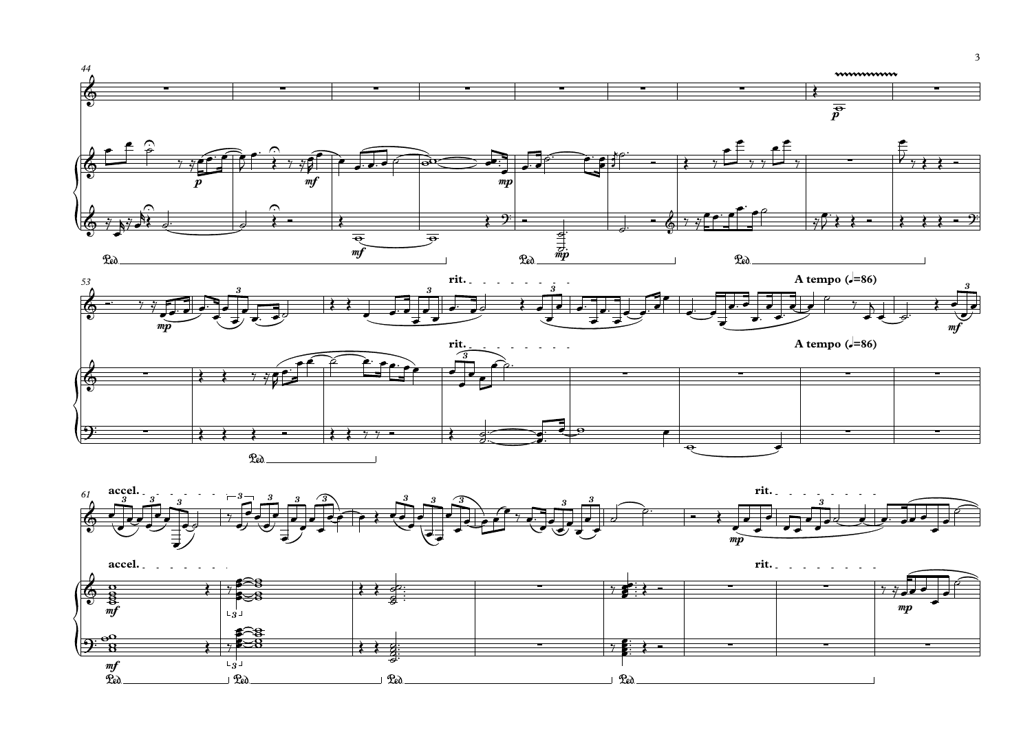44

53

rit.

A tempo (♩=86)

rit.

A tempo (♩=86)

61

accel.

rit.

accel.

rit.